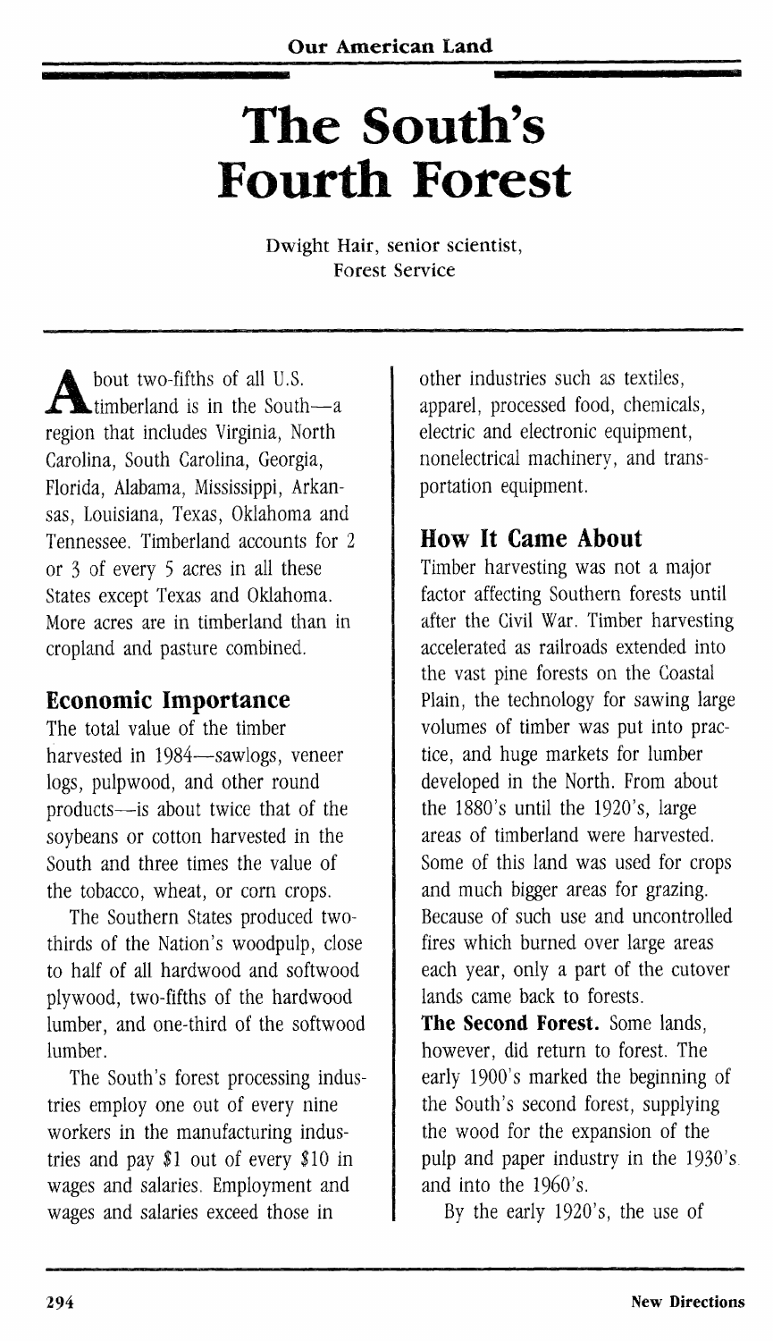# The South's Fourth Forest

Dwight Hair, senior scientist, Forest Service

About two-fifths of all U.S. timberland is in the South—a region that includes Virginia, North Carolina, South Carolina, Georgia, Florida, Alabama, Mississippi, Arkansas, Louisiana, Texas, Oklahoma and Tennessee. Timberland accounts for 2 or 3 of every 5 acres in all these States except Texas and Oklahoma. More acres are in timberland than in cropland and pasture combined.

## Economic Importance

The total value of the timber harvested in 1984—sawlogs, veneer logs, pulpwood, and other round products—is about twice that of the soybeans or cotton harvested in the South and three times the value of the tobacco, wheat, or corn crops.

The Southern States produced two-thirds of the Nation's woodpulp, close to half of all hardwood and softwood plywood, two-fifths of the hardwood lumber, and one-third of the softwood lumber.

The South's forest processing industries employ one out of every nine workers in the manufacturing industries and pay $1 out of every $10 in wages and salaries. Employment and wages and salaries exceed those in other industries such as textiles, apparel, processed food, chemicals, electric and electronic equipment, nonelectrical machinery, and transportation equipment.

## How It Came About

Timber harvesting was not a major factor affecting Southern forests until after the Civil War. Timber harvesting accelerated as railroads extended into the vast pine forests on the Coastal Plain, the technology for sawing large volumes of timber was put into practice, and huge markets for lumber developed in the North. From about the 1880's until the 1920's, large areas of timberland were harvested. Some of this land was used for crops and much bigger areas for grazing. Because of such use and uncontrolled fires which burned over large areas each year, only a part of the cutover lands came back to forests.

**The Second Forest.** Some lands, however, did return to forest. The early 1900's marked the beginning of the South's second forest, supplying the wood for the expansion of the pulp and paper industry in the 1930's and into the 1960's.

By the early 1920's, the use of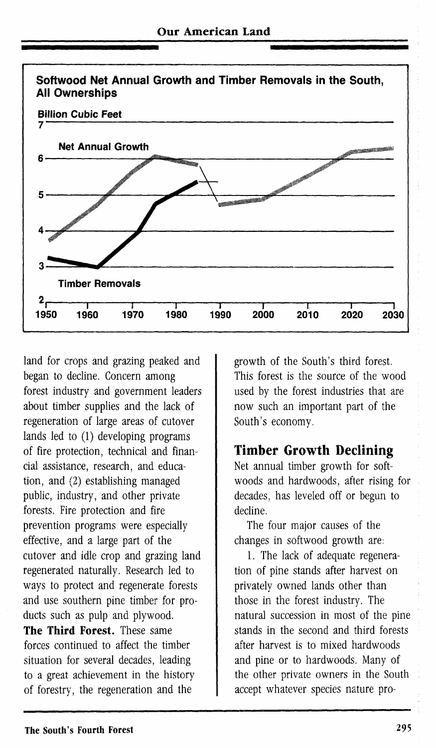**Softwood Net Annual Growth and Timber Removals in the South, All Ownerships**

Billion Cubic Feet

Net Annual Growth

Timber Removals

land for crops and grazing peaked and began to decline. Concern among forest industry and government leaders about timber supplies and the lack of regeneration of large areas of cutover lands led to (1) developing programs of fire protection, technical and financial assistance, research, and education, and (2) establishing managed public, industry, and other private forests. Fire protection and fire prevention programs were especially effective, and a large part of the cutover and idle crop and grazing land regenerated naturally. Research led to ways to protect and regenerate forests and use southern pine timber for products such as pulp and plywood.

**The Third Forest.** These same forces continued to affect the timber situation for several decades, leading to a great achievement in the history of forestry, the regeneration and the growth of the South's third forest. This forest is the source of the wood used by the forest industries that are now such an important part of the South's economy.

## Timber Growth Declining

Net annual timber growth for softwoods and hardwoods, after rising for decades, has leveled off or begun to decline.

The four major causes of the changes in softwood growth are:

1. The lack of adequate regeneration of pine stands after harvest on privately owned lands other than those in the forest industry. The natural succession in most of the pine stands in the second and third forests after harvest is to mixed hardwoods and pine or to hardwoods. Many of the other private owners in the South accept whatever species nature pro-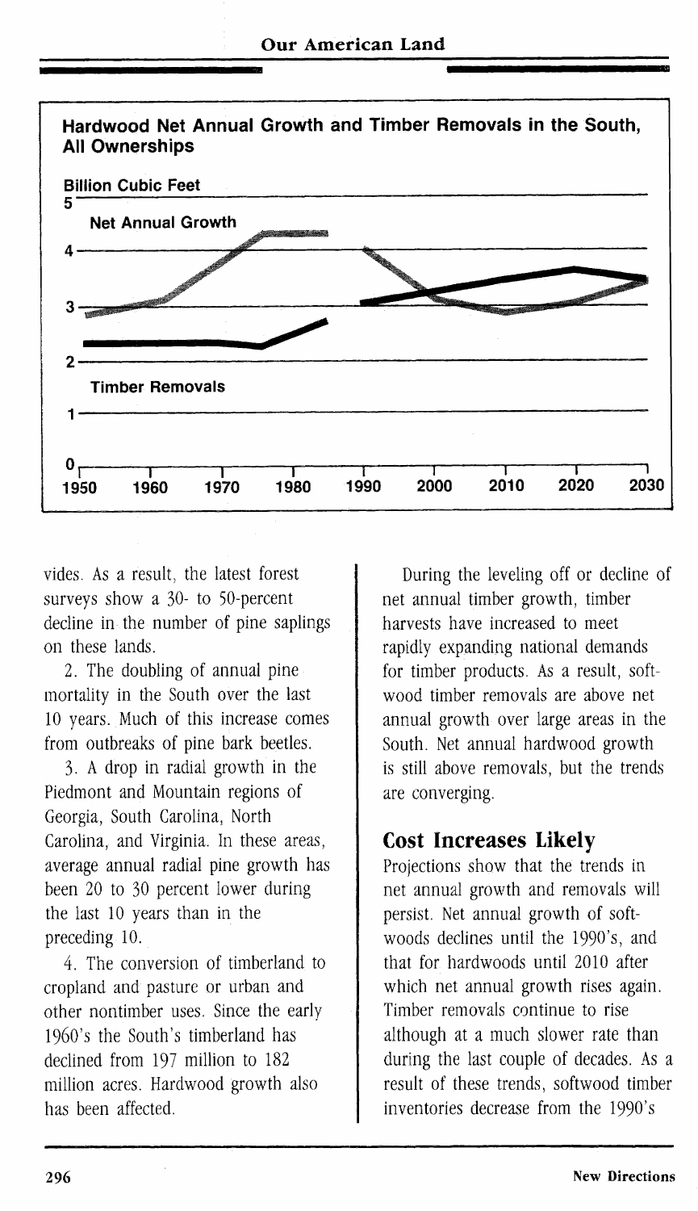**Hardwood Net Annual Growth and Timber Removals in the South, All Ownerships**

Billion Cubic Feet

Net Annual Growth

Timber Removals

vides. As a result, the latest forest surveys show a 30- to 50-percent decline in the number of pine saplings on these lands.

2. The doubling of annual pine mortality in the South over the last 10 years. Much of this increase comes from outbreaks of pine bark beetles.

3. A drop in radial growth in the Piedmont and Mountain regions of Georgia, South Carolina, North Carolina, and Virginia. In these areas, average annual radial pine growth has been 20 to 30 percent lower during the last 10 years than in the preceding 10.

4. The conversion of timberland to cropland and pasture or urban and other nontimber uses. Since the early 1960's the South's timberland has declined from 197 million to 182 million acres. Hardwood growth also has been affected.

During the leveling off or decline of net annual timber growth, timber harvests have increased to meet rapidly expanding national demands for timber products. As a result, softwood timber removals are above net annual growth over large areas in the South. Net annual hardwood growth is still above removals, but the trends are converging.

## Cost Increases Likely

Projections show that the trends in net annual growth and removals will persist. Net annual growth of softwoods declines until the 1990's, and that for hardwoods until 2010 after which net annual growth rises again. Timber removals continue to rise although at a much slower rate than during the last couple of decades. As a result of these trends, softwood timber inventories decrease from the 1990's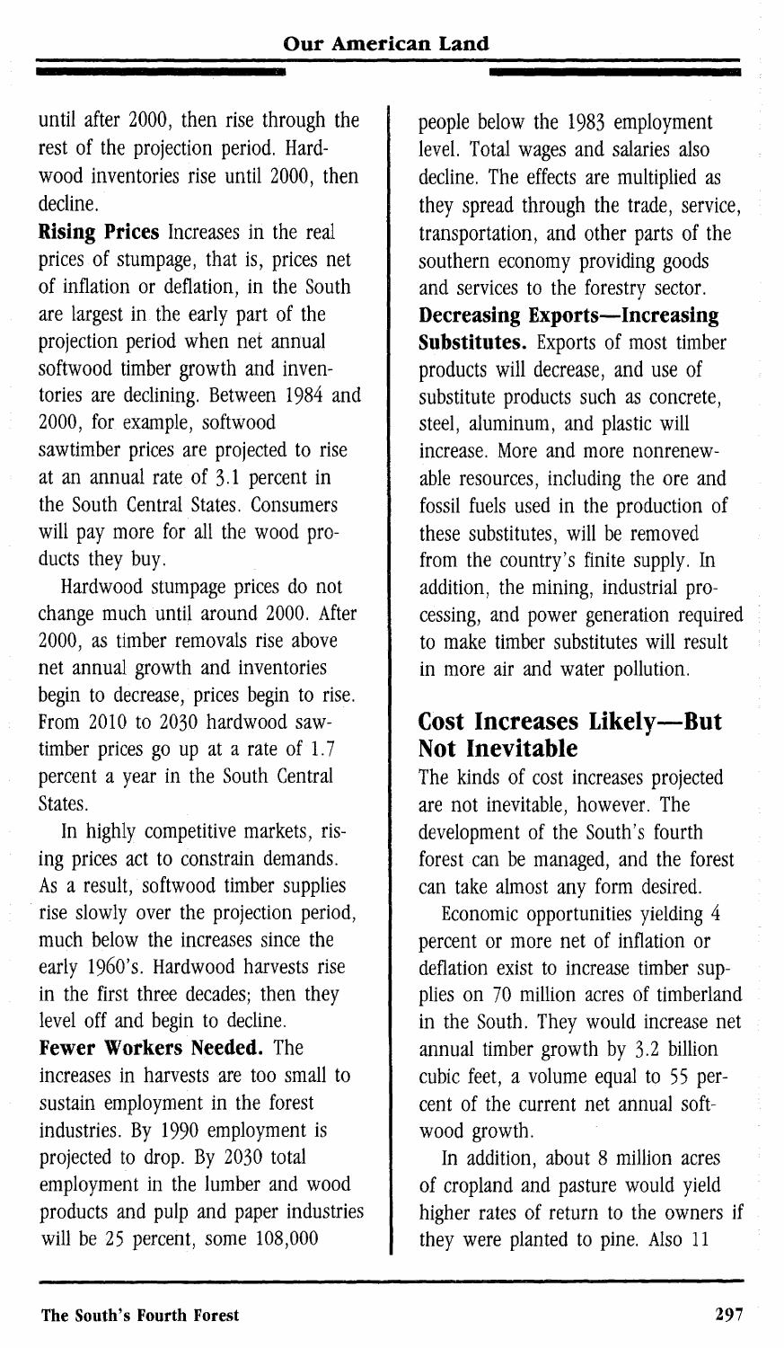until after 2000, then rise through the rest of the projection period. Hardwood inventories rise until 2000, then decline.

**Rising Prices** Increases in the real prices of stumpage, that is, prices net of inflation or deflation, in the South are largest in the early part of the projection period when net annual softwood timber growth and inventories are declining. Between 1984 and 2000, for example, softwood sawtimber prices are projected to rise at an annual rate of 3.1 percent in the South Central States. Consumers will pay more for all the wood products they buy.

Hardwood stumpage prices do not change much until around 2000. After 2000, as timber removals rise above net annual growth and inventories begin to decrease, prices begin to rise. From 2010 to 2030 hardwood sawtimber prices go up at a rate of 1.7 percent a year in the South Central States.

In highly competitive markets, rising prices act to constrain demands. As a result, softwood timber supplies rise slowly over the projection period, much below the increases since the early 1960's. Hardwood harvests rise in the first three decades; then they level off and begin to decline.

**Fewer Workers Needed.** The increases in harvests are too small to sustain employment in the forest industries. By 1990 employment is projected to drop. By 2030 total employment in the lumber and wood products and pulp and paper industries will be 25 percent, some 108,000 people below the 1983 employment level. Total wages and salaries also decline. The effects are multiplied as they spread through the trade, service, transportation, and other parts of the southern economy providing goods and services to the forestry sector.

**Decreasing Exports—Increasing Substitutes.** Exports of most timber products will decrease, and use of substitute products such as concrete, steel, aluminum, and plastic will increase. More and more nonrenewable resources, including the ore and fossil fuels used in the production of these substitutes, will be removed from the country's finite supply. In addition, the mining, industrial processing, and power generation required to make timber substitutes will result in more air and water pollution.

## Cost Increases Likely—But Not Inevitable

The kinds of cost increases projected are not inevitable, however. The development of the South's fourth forest can be managed, and the forest can take almost any form desired.

Economic opportunities yielding 4 percent or more net of inflation or deflation exist to increase timber supplies on 70 million acres of timberland in the South. They would increase net annual timber growth by 3.2 billion cubic feet, a volume equal to 55 percent of the current net annual softwood growth.

In addition, about 8 million acres of cropland and pasture would yield higher rates of return to the owners if they were planted to pine. Also 11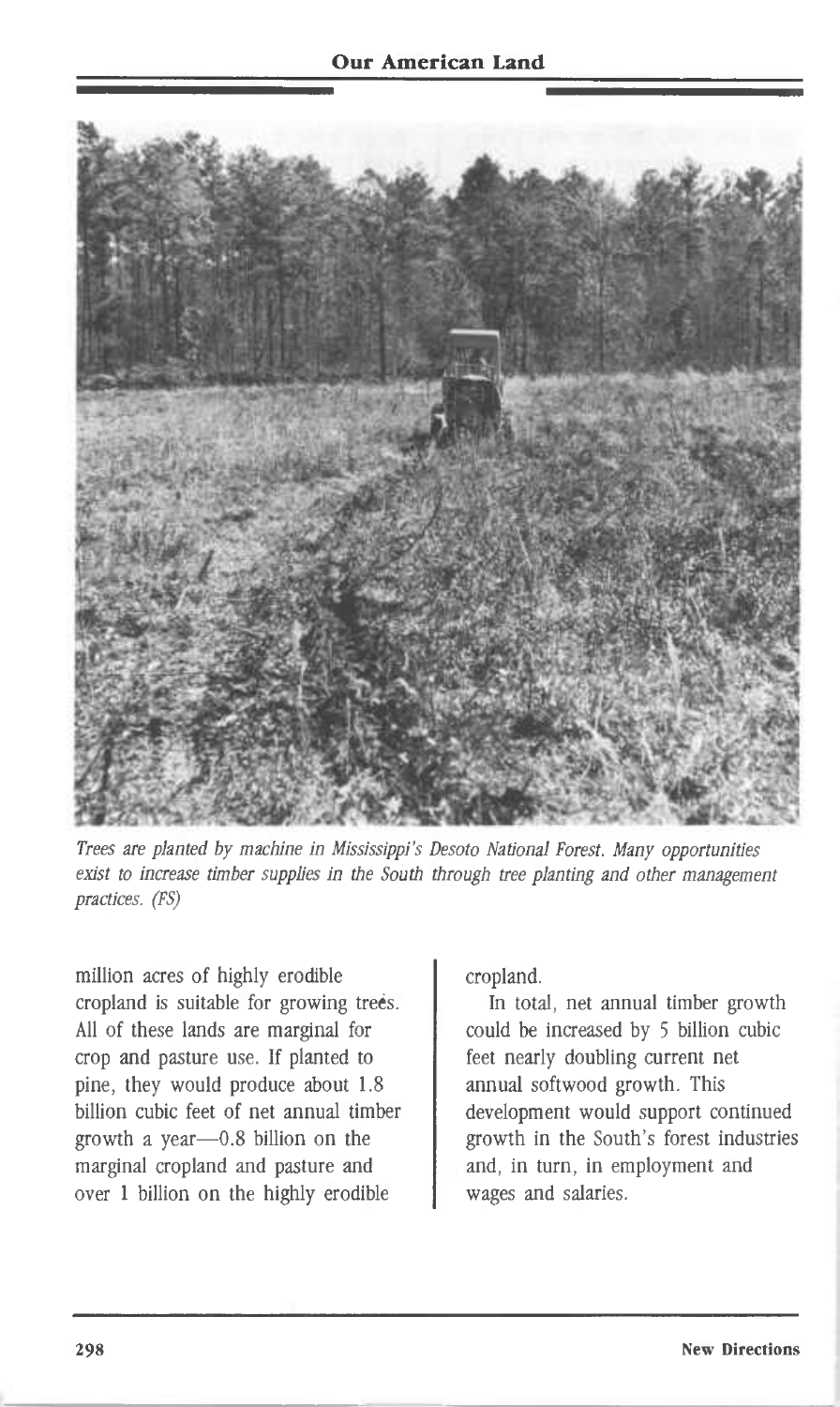*Trees are planted by machine in Mississippi's Desoto National Forest. Many opportunities exist to increase timber supplies in the South through tree planting and other management practices. (FS)*

million acres of highly erodible cropland is suitable for growing trees. All of these lands are marginal for crop and pasture use. If planted to pine, they would produce about 1.8 billion cubic feet of net annual timber growth a year—0.8 billion on the marginal cropland and pasture and over 1 billion on the highly erodible cropland.

In total, net annual timber growth could be increased by 5 billion cubic feet nearly doubling current net annual softwood growth. This development would support continued growth in the South's forest industries and, in turn, in employment and wages and salaries.